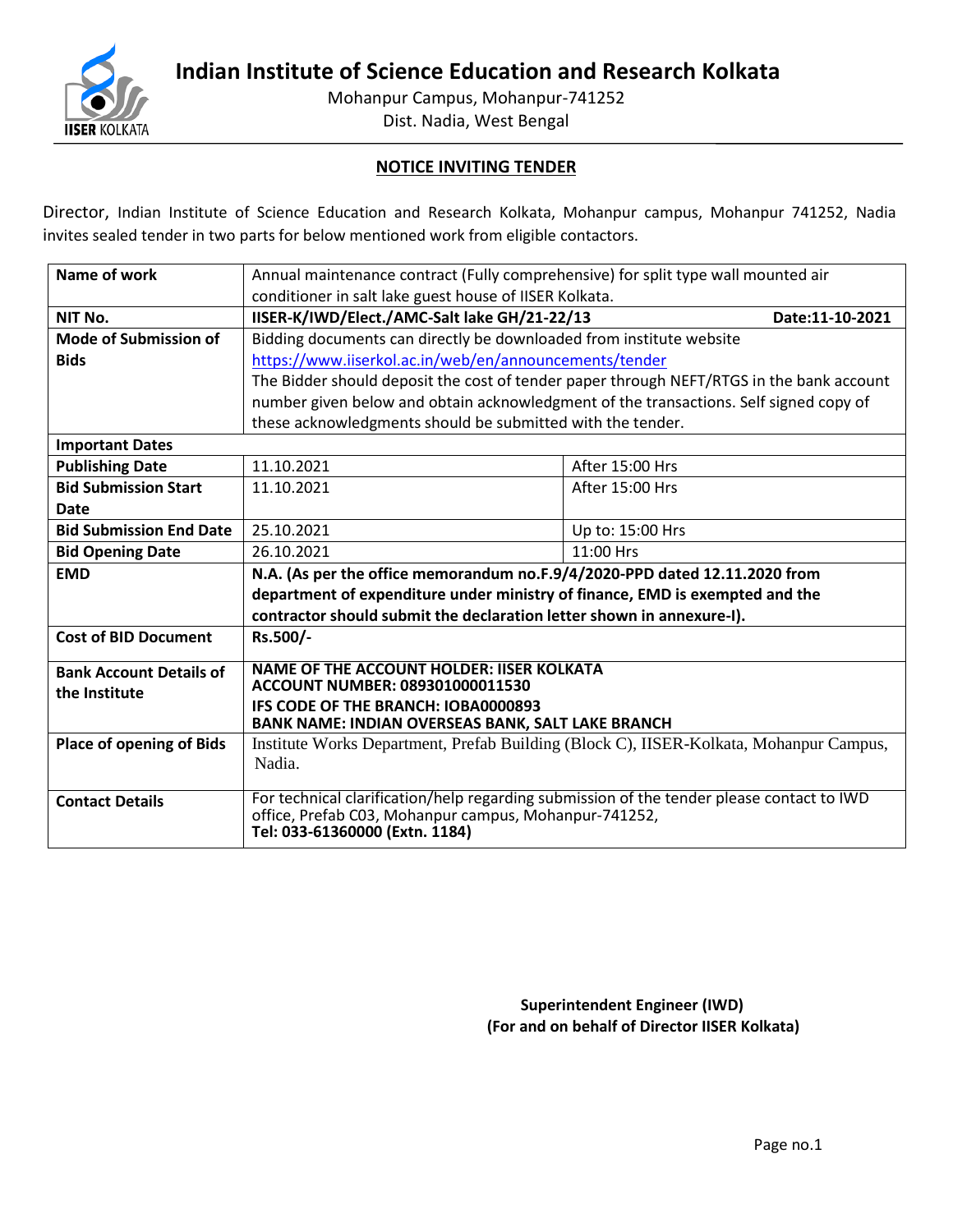# Indian Institute of Science Education and Research Kolkata

Mohanpur Campus, Mohanpur-741252
Dist. Nadia, West Bengal

## NOTICE INVITING TENDER

Director, Indian Institute of Science Education and Research Kolkata, Mohanpur campus, Mohanpur 741252, Nadia invites sealed tender in two parts for below mentioned work from eligible contactors.

| **Name of work** | Annual maintenance contract (Fully comprehensive) for split type wall mounted air conditioner in salt lake guest house of IISER Kolkata. | |
|---|---|---|
| **NIT No.** | **IISER-K/IWD/Elect./AMC-Salt lake GH/21-22/13** | **Date:11-10-2021** |
| **Mode of Submission of Bids** | Bidding documents can directly be downloaded from institute website https://www.iiserkol.ac.in/web/en/announcements/tender The Bidder should deposit the cost of tender paper through NEFT/RTGS in the bank account number given below and obtain acknowledgment of the transactions. Self signed copy of these acknowledgments should be submitted with the tender. | |
| **Important Dates** | | |
| **Publishing Date** | 11.10.2021 | After 15:00 Hrs |
| **Bid Submission Start Date** | 11.10.2021 | After 15:00 Hrs |
| **Bid Submission End Date** | 25.10.2021 | Up to: 15:00 Hrs |
| **Bid Opening Date** | 26.10.2021 | 11:00 Hrs |
| **EMD** | **N.A. (As per the office memorandum no.F.9/4/2020-PPD dated 12.11.2020 from department of expenditure under ministry of finance, EMD is exempted and the contractor should submit the declaration letter shown in annexure-I).** | |
| **Cost of BID Document** | **Rs.500/-** | |
| **Bank Account Details of the Institute** | **NAME OF THE ACCOUNT HOLDER: IISER KOLKATA**<br>**ACCOUNT NUMBER: 089301000011530**<br>**IFS CODE OF THE BRANCH: IOBA0000893**<br>**BANK NAME: INDIAN OVERSEAS BANK, SALT LAKE BRANCH** | |
| **Place of opening of Bids** | Institute Works Department, Prefab Building (Block C), IISER-Kolkata, Mohanpur Campus, Nadia. | |
| **Contact Details** | For technical clarification/help regarding submission of the tender please contact to IWD office, Prefab C03, Mohanpur campus, Mohanpur-741252, **Tel: 033-61360000 (Extn. 1184)** | |

**Superintendent Engineer (IWD)**
**(For and on behalf of Director IISER Kolkata)**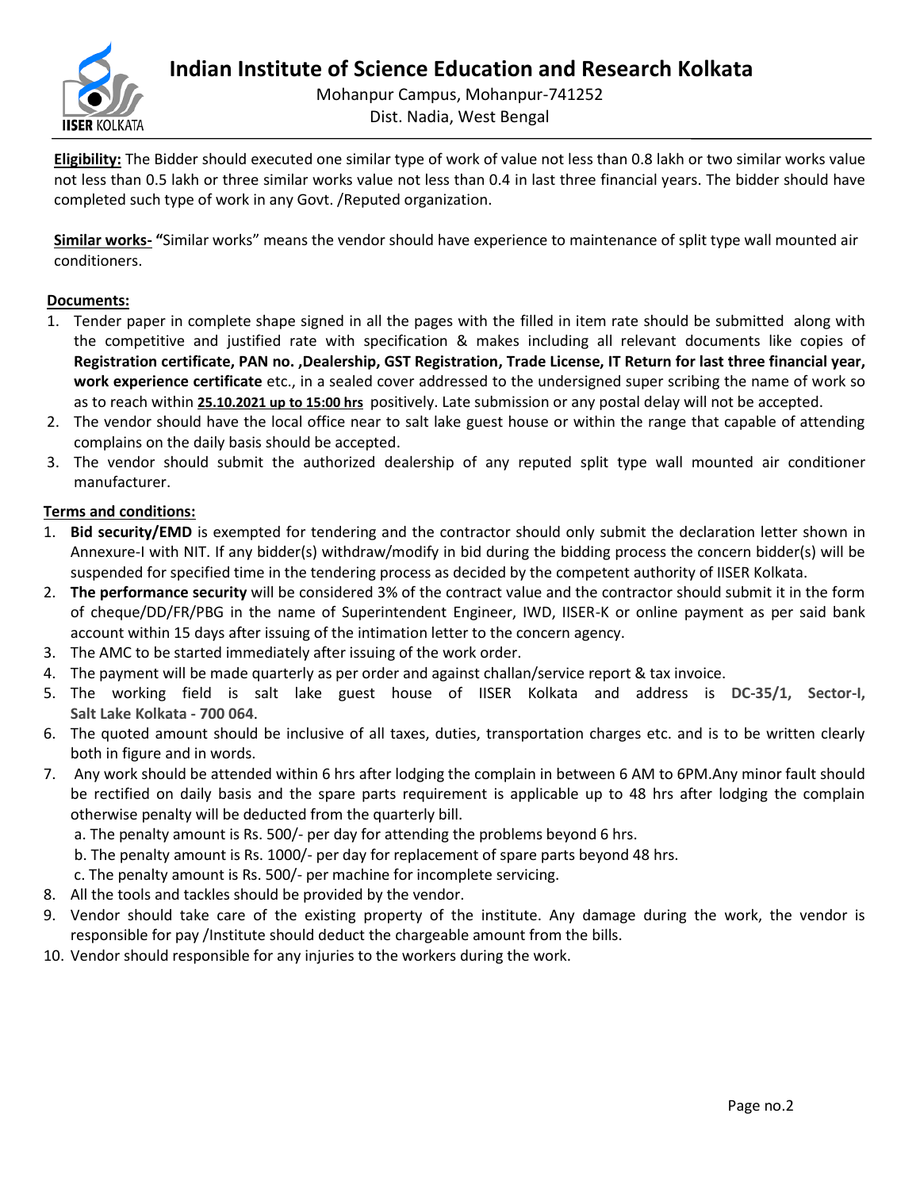**Eligibility:** The Bidder should executed one similar type of work of value not less than 0.8 lakh or two similar works value not less than 0.5 lakh or three similar works value not less than 0.4 in last three financial years. The bidder should have completed such type of work in any Govt. /Reputed organization.

**Similar works- "**Similar works" means the vendor should have experience to maintenance of split type wall mounted air conditioners.

**Documents:**

1. Tender paper in complete shape signed in all the pages with the filled in item rate should be submitted along with the competitive and justified rate with specification & makes including all relevant documents like copies of **Registration certificate, PAN no. ,Dealership, GST Registration, Trade License, IT Return for last three financial year, work experience certificate** etc., in a sealed cover addressed to the undersigned super scribing the name of work so as to reach within **25.10.2021 up to 15:00 hrs** positively. Late submission or any postal delay will not be accepted.
2. The vendor should have the local office near to salt lake guest house or within the range that capable of attending complains on the daily basis should be accepted.
3. The vendor should submit the authorized dealership of any reputed split type wall mounted air conditioner manufacturer.

**Terms and conditions:**

1. **Bid security/EMD** is exempted for tendering and the contractor should only submit the declaration letter shown in Annexure-I with NIT. If any bidder(s) withdraw/modify in bid during the bidding process the concern bidder(s) will be suspended for specified time in the tendering process as decided by the competent authority of IISER Kolkata.
2. **The performance security** will be considered 3% of the contract value and the contractor should submit it in the form of cheque/DD/FR/PBG in the name of Superintendent Engineer, IWD, IISER-K or online payment as per said bank account within 15 days after issuing of the intimation letter to the concern agency.
3. The AMC to be started immediately after issuing of the work order.
4. The payment will be made quarterly as per order and against challan/service report & tax invoice.
5. The working field is salt lake guest house of IISER Kolkata and address is **DC-35/1, Sector-I, Salt Lake Kolkata - 700 064**.
6. The quoted amount should be inclusive of all taxes, duties, transportation charges etc. and is to be written clearly both in figure and in words.
7. Any work should be attended within 6 hrs after lodging the complain in between 6 AM to 6PM.Any minor fault should be rectified on daily basis and the spare parts requirement is applicable up to 48 hrs after lodging the complain otherwise penalty will be deducted from the quarterly bill.
   a. The penalty amount is Rs. 500/- per day for attending the problems beyond 6 hrs.
   b. The penalty amount is Rs. 1000/- per day for replacement of spare parts beyond 48 hrs.
   c. The penalty amount is Rs. 500/- per machine for incomplete servicing.
8. All the tools and tackles should be provided by the vendor.
9. Vendor should take care of the existing property of the institute. Any damage during the work, the vendor is responsible for pay /Institute should deduct the chargeable amount from the bills.
10. Vendor should responsible for any injuries to the workers during the work.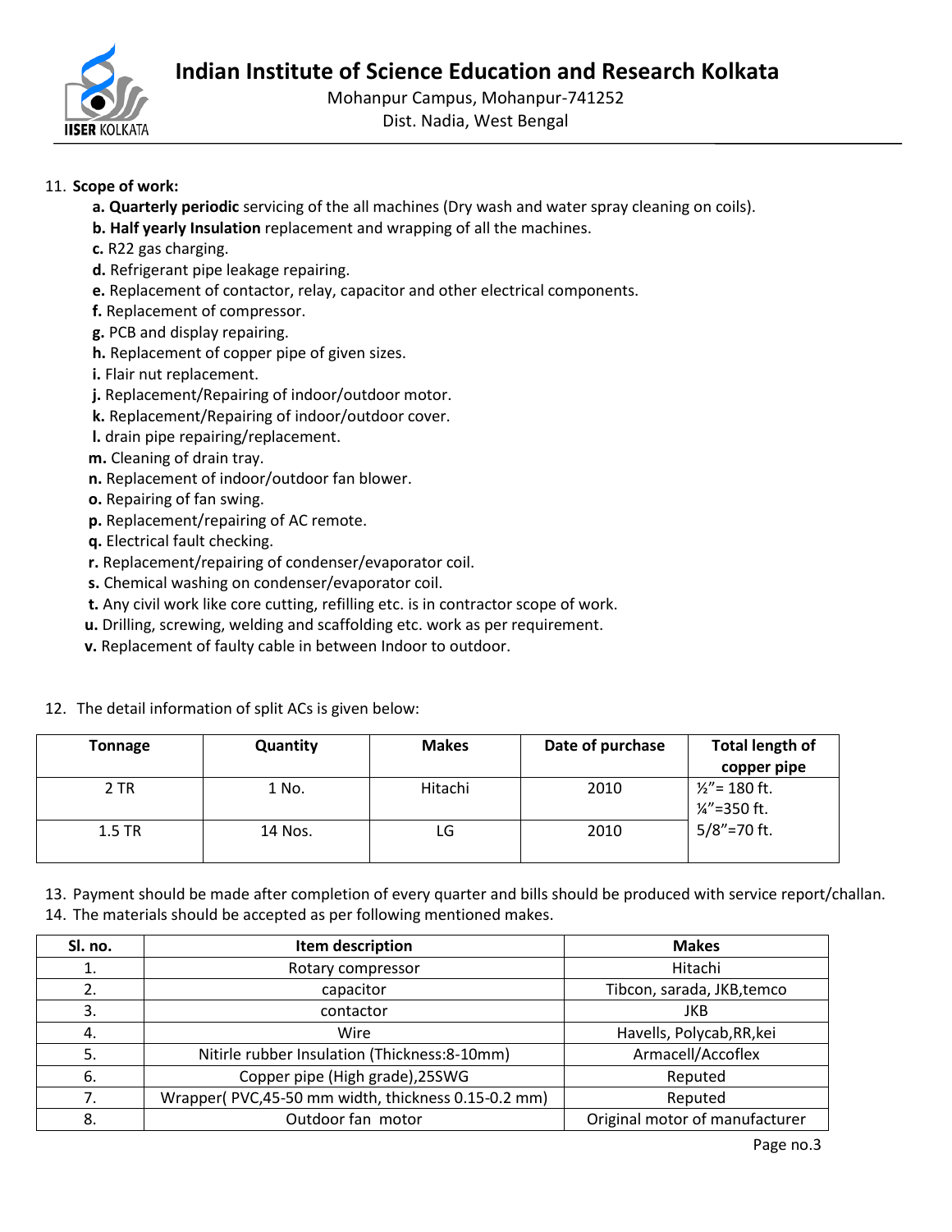11. **Scope of work:**
    - **a. Quarterly periodic** servicing of the all machines (Dry wash and water spray cleaning on coils).
    - **b. Half yearly Insulation** replacement and wrapping of all the machines.
    - **c.** R22 gas charging.
    - **d.** Refrigerant pipe leakage repairing.
    - **e.** Replacement of contactor, relay, capacitor and other electrical components.
    - **f.** Replacement of compressor.
    - **g.** PCB and display repairing.
    - **h.** Replacement of copper pipe of given sizes.
    - **i.** Flair nut replacement.
    - **j.** Replacement/Repairing of indoor/outdoor motor.
    - **k.** Replacement/Repairing of indoor/outdoor cover.
    - **l.** drain pipe repairing/replacement.
    - **m.** Cleaning of drain tray.
    - **n.** Replacement of indoor/outdoor fan blower.
    - **o.** Repairing of fan swing.
    - **p.** Replacement/repairing of AC remote.
    - **q.** Electrical fault checking.
    - **r.** Replacement/repairing of condenser/evaporator coil.
    - **s.** Chemical washing on condenser/evaporator coil.
    - **t.** Any civil work like core cutting, refilling etc. is in contractor scope of work.
    - **u.** Drilling, screwing, welding and scaffolding etc. work as per requirement.
    - **v.** Replacement of faulty cable in between Indoor to outdoor.

12. The detail information of split ACs is given below:

| Tonnage | Quantity | Makes | Date of purchase | Total length of copper pipe |
|---|---|---|---|---|
| 2 TR | 1 No. | Hitachi | 2010 | ½"= 180 ft. ¼"=350 ft. 5/8"=70 ft. |
| 1.5 TR | 14 Nos. | LG | 2010 | |

13. Payment should be made after completion of every quarter and bills should be produced with service report/challan.
14. The materials should be accepted as per following mentioned makes.

| Sl. no. | Item description | Makes |
|---|---|---|
| 1. | Rotary compressor | Hitachi |
| 2. | capacitor | Tibcon, sarada, JKB,temco |
| 3. | contactor | JKB |
| 4. | Wire | Havells, Polycab,RR,kei |
| 5. | Nitirle rubber Insulation (Thickness:8-10mm) | Armacell/Accoflex |
| 6. | Copper pipe (High grade),25SWG | Reputed |
| 7. | Wrapper( PVC,45-50 mm width, thickness 0.15-0.2 mm) | Reputed |
| 8. | Outdoor fan motor | Original motor of manufacturer |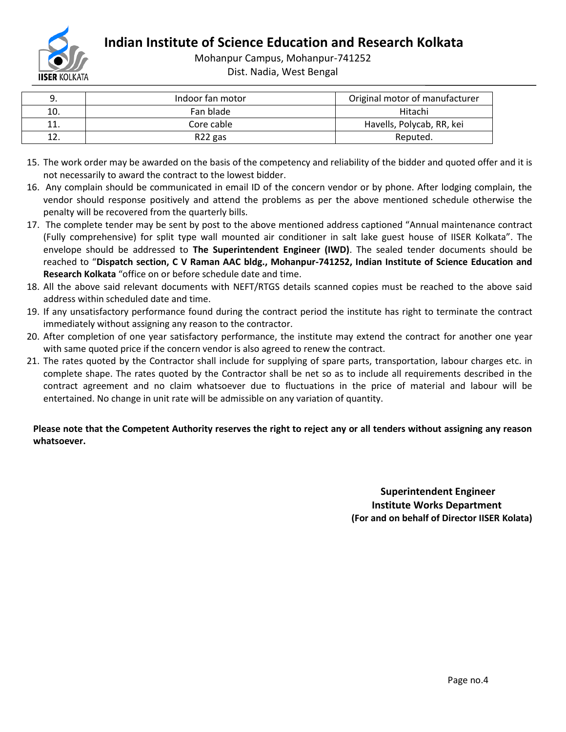| 9. | Indoor fan motor | Original motor of manufacturer |
|---|---|---|
| 10. | Fan blade | Hitachi |
| 11. | Core cable | Havells, Polycab, RR, kei |
| 12. | R22 gas | Reputed. |

15. The work order may be awarded on the basis of the competency and reliability of the bidder and quoted offer and it is not necessarily to award the contract to the lowest bidder.
16. Any complain should be communicated in email ID of the concern vendor or by phone. After lodging complain, the vendor should response positively and attend the problems as per the above mentioned schedule otherwise the penalty will be recovered from the quarterly bills.
17. The complete tender may be sent by post to the above mentioned address captioned "Annual maintenance contract (Fully comprehensive) for split type wall mounted air conditioner in salt lake guest house of IISER Kolkata". The envelope should be addressed to **The Superintendent Engineer (IWD)**. The sealed tender documents should be reached to "**Dispatch section, C V Raman AAC bldg., Mohanpur-741252, Indian Institute of Science Education and Research Kolkata** "office on or before schedule date and time.
18. All the above said relevant documents with NEFT/RTGS details scanned copies must be reached to the above said address within scheduled date and time.
19. If any unsatisfactory performance found during the contract period the institute has right to terminate the contract immediately without assigning any reason to the contractor.
20. After completion of one year satisfactory performance, the institute may extend the contract for another one year with same quoted price if the concern vendor is also agreed to renew the contract.
21. The rates quoted by the Contractor shall include for supplying of spare parts, transportation, labour charges etc. in complete shape. The rates quoted by the Contractor shall be net so as to include all requirements described in the contract agreement and no claim whatsoever due to fluctuations in the price of material and labour will be entertained. No change in unit rate will be admissible on any variation of quantity.

**Please note that the Competent Authority reserves the right to reject any or all tenders without assigning any reason whatsoever.**

**Superintendent Engineer**
**Institute Works Department**
**(For and on behalf of Director IISER Kolata)**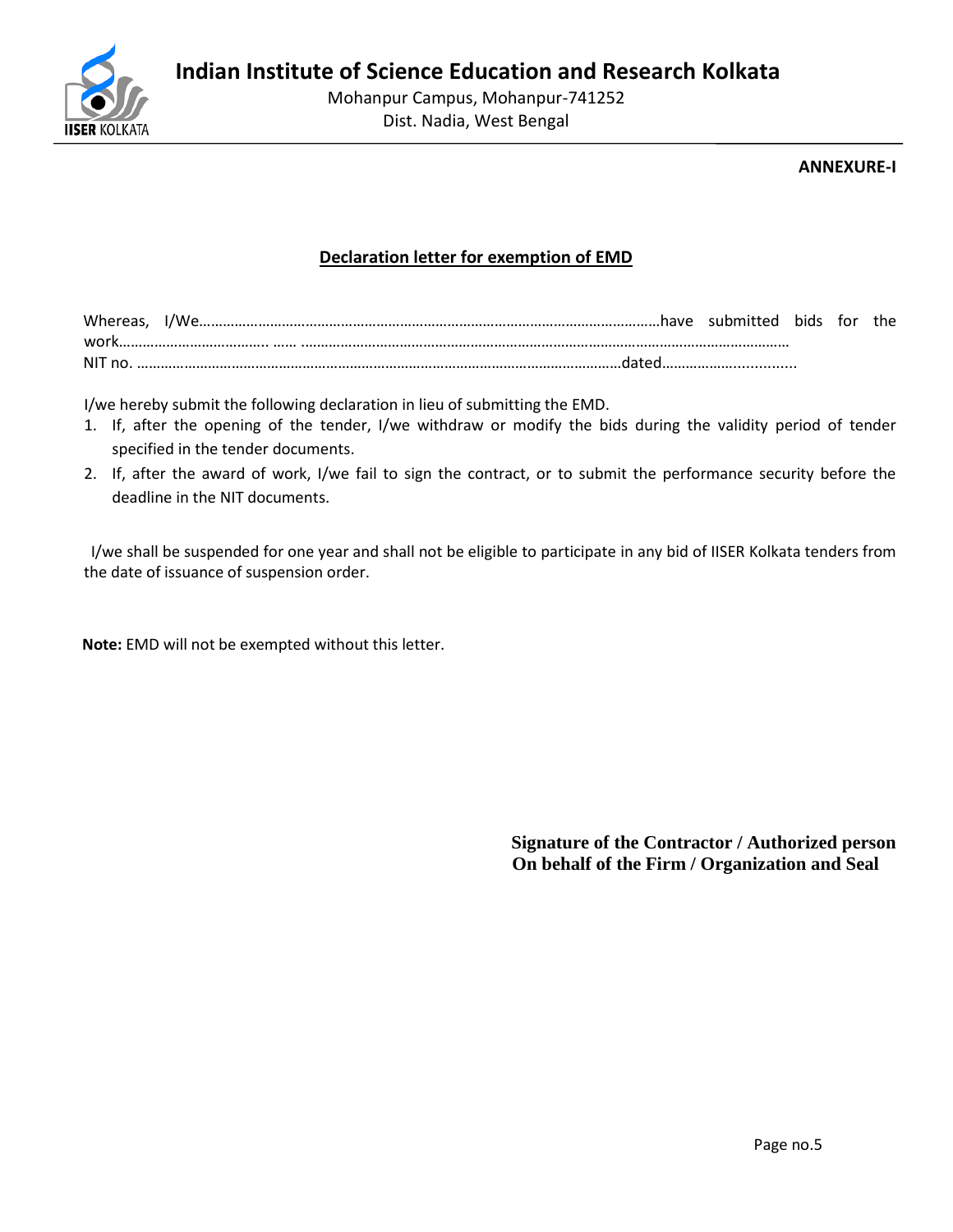# Indian Institute of Science Education and Research Kolkata

Mohanpur Campus, Mohanpur-741252
Dist. Nadia, West Bengal

**ANNEXURE-I**

## Declaration letter for exemption of EMD

Whereas, I/We……………………………………………………………………………………………………………have submitted bids for the work……………………………….. …… ……………………………………………………………………………………………………………… NIT no. ………………………………………………………………………………………………………………dated……………………..............

I/we hereby submit the following declaration in lieu of submitting the EMD.

1. If, after the opening of the tender, I/we withdraw or modify the bids during the validity period of tender specified in the tender documents.
2. If, after the award of work, I/we fail to sign the contract, or to submit the performance security before the deadline in the NIT documents.

I/we shall be suspended for one year and shall not be eligible to participate in any bid of IISER Kolkata tenders from the date of issuance of suspension order.

**Note:** EMD will not be exempted without this letter.

**Signature of the Contractor / Authorized person**
**On behalf of the Firm / Organization and Seal**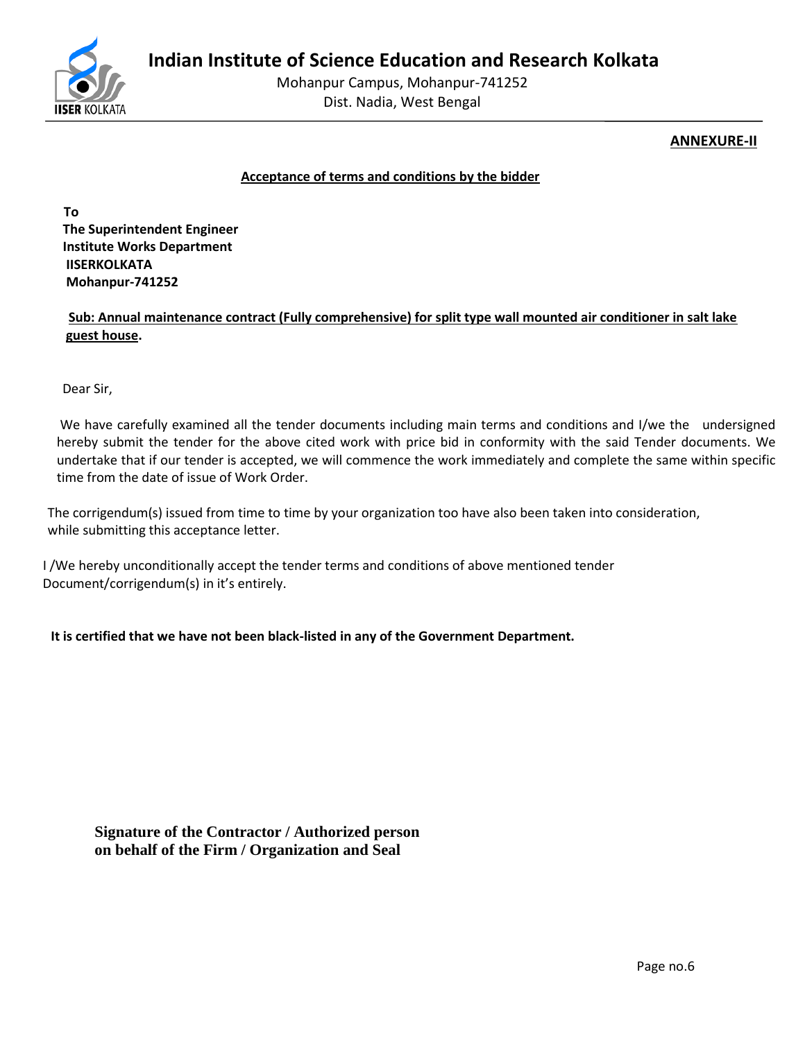# Indian Institute of Science Education and Research Kolkata

Mohanpur Campus, Mohanpur-741252
Dist. Nadia, West Bengal

**ANNEXURE-II**

**Acceptance of terms and conditions by the bidder**

**To**
**The Superintendent Engineer**
**Institute Works Department**
**IISERKOLKATA**
**Mohanpur-741252**

**Sub: Annual maintenance contract (Fully comprehensive) for split type wall mounted air conditioner in salt lake guest house.**

Dear Sir,

We have carefully examined all the tender documents including main terms and conditions and I/we the undersigned hereby submit the tender for the above cited work with price bid in conformity with the said Tender documents. We undertake that if our tender is accepted, we will commence the work immediately and complete the same within specific time from the date of issue of Work Order.

The corrigendum(s) issued from time to time by your organization too have also been taken into consideration, while submitting this acceptance letter.

I /We hereby unconditionally accept the tender terms and conditions of above mentioned tender Document/corrigendum(s) in it's entirely.

**It is certified that we have not been black-listed in any of the Government Department.**

**Signature of the Contractor / Authorized person on behalf of the Firm / Organization and Seal**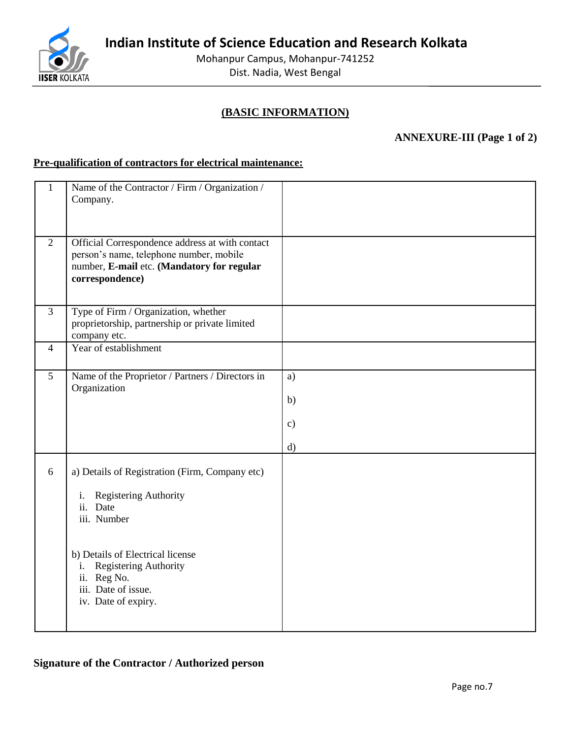# Indian Institute of Science Education and Research Kolkata

Mohanpur Campus, Mohanpur-741252
Dist. Nadia, West Bengal

## (BASIC INFORMATION)

**ANNEXURE-III (Page 1 of 2)**

**Pre-qualification of contractors for electrical maintenance:**

| | | |
|---|---|---|
| 1 | Name of the Contractor / Firm / Organization / Company. | |
| 2 | Official Correspondence address at with contact person's name, telephone number, mobile number, **E-mail** etc. **(Mandatory for regular correspondence)** | |
| 3 | Type of Firm / Organization, whether proprietorship, partnership or private limited company etc. | |
| 4 | Year of establishment | |
| 5 | Name of the Proprietor / Partners / Directors in Organization | a)<br>b)<br>c)<br>d) |
| 6 | a) Details of Registration (Firm, Company etc)<br>i. Registering Authority<br>ii. Date<br>iii. Number<br><br>b) Details of Electrical license<br>i. Registering Authority<br>ii. Reg No.<br>iii. Date of issue.<br>iv. Date of expiry. | |

**Signature of the Contractor / Authorized person**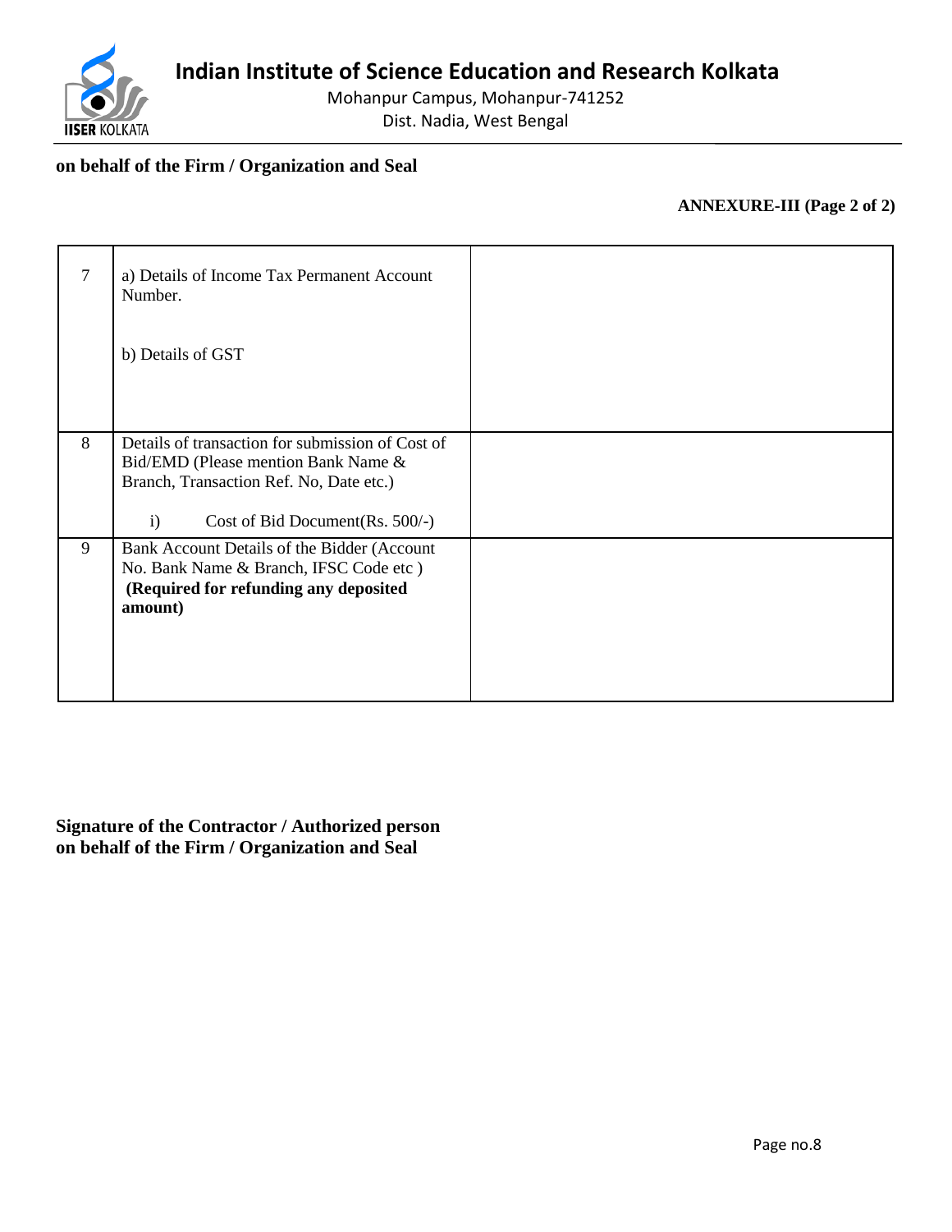**on behalf of the Firm / Organization and Seal**

**ANNEXURE-III (Page 2 of 2)**

| | | |
|---|---|---|
| 7 | a) Details of Income Tax Permanent Account Number.<br><br>b) Details of GST | |
| 8 | Details of transaction for submission of Cost of Bid/EMD (Please mention Bank Name & Branch, Transaction Ref. No, Date etc.)<br><br>i) Cost of Bid Document(Rs. 500/-) | |
| 9 | Bank Account Details of the Bidder (Account No. Bank Name & Branch, IFSC Code etc ) **(Required for refunding any deposited amount)** | |

**Signature of the Contractor / Authorized person**
**on behalf of the Firm / Organization and Seal**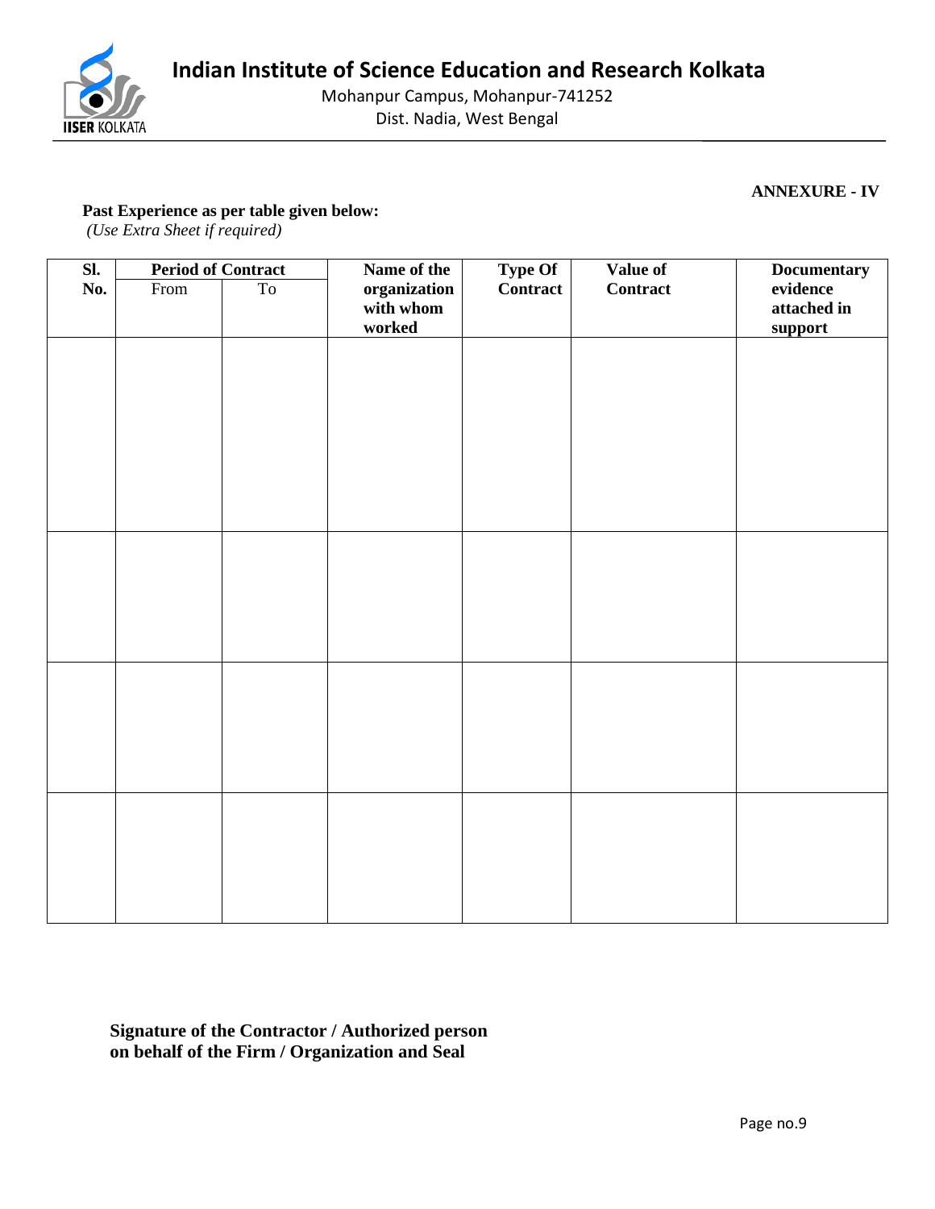# Indian Institute of Science Education and Research Kolkata

Mohanpur Campus, Mohanpur-741252
Dist. Nadia, West Bengal

**ANNEXURE - IV**

**Past Experience as per table given below:**
*(Use Extra Sheet if required)*

| Sl. No. | Period of Contract | | Name of the organization with whom worked | Type Of Contract | Value of Contract | Documentary evidence attached in support |
|---|---|---|---|---|---|---|
| | From | To | | | | |
| | | | | | | |
| | | | | | | |
| | | | | | | |
| | | | | | | |

**Signature of the Contractor / Authorized person on behalf of the Firm / Organization and Seal**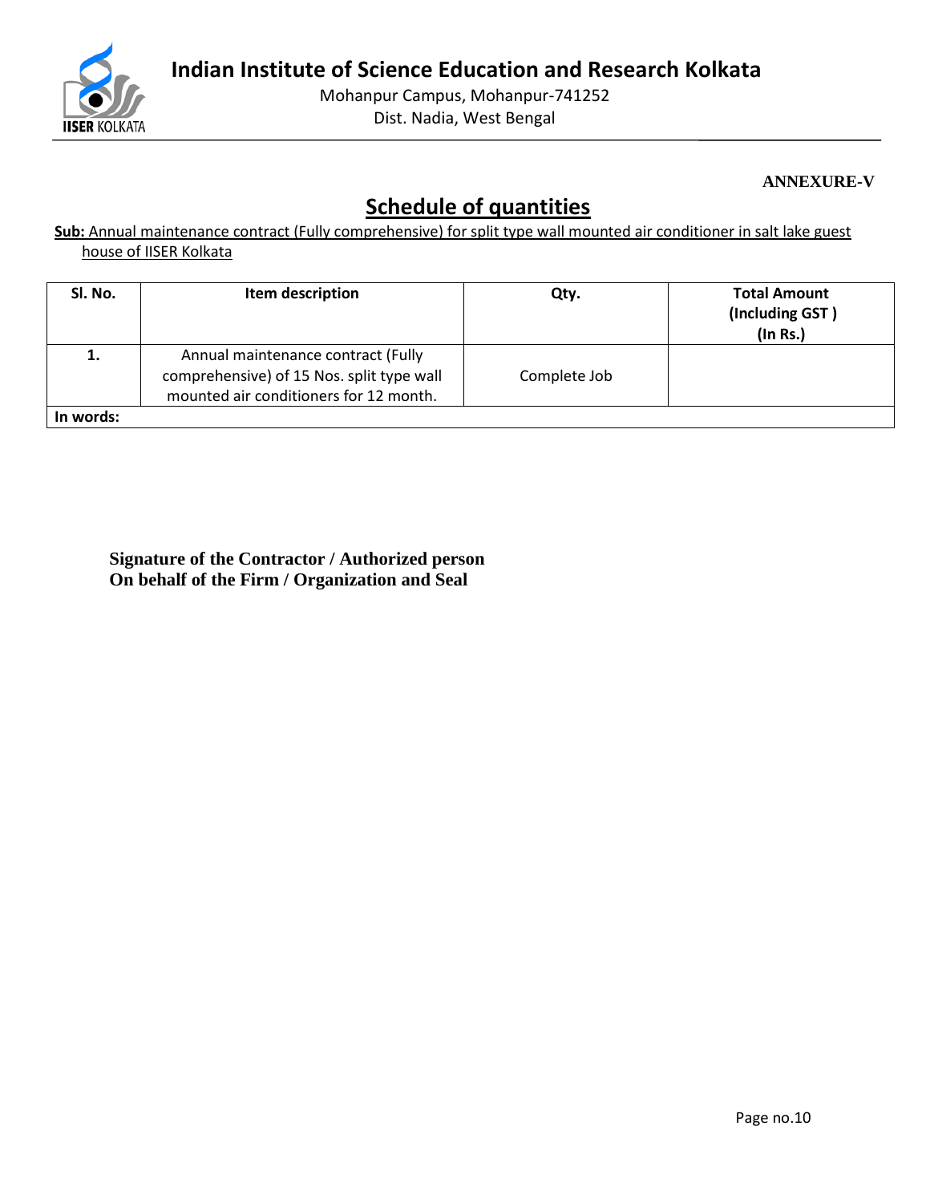# Indian Institute of Science Education and Research Kolkata

Mohanpur Campus, Mohanpur-741252
Dist. Nadia, West Bengal

**ANNEXURE-V**

## Schedule of quantities

**Sub:** Annual maintenance contract (Fully comprehensive) for split type wall mounted air conditioner in salt lake guest house of IISER Kolkata

| Sl. No. | Item description | Qty. | Total Amount (Including GST ) (In Rs.) |
| --- | --- | --- | --- |
| 1. | Annual maintenance contract (Fully comprehensive) of 15 Nos. split type wall mounted air conditioners for 12 month. | Complete Job | |
| **In words:** | | | |

**Signature of the Contractor / Authorized person**
**On behalf of the Firm / Organization and Seal**